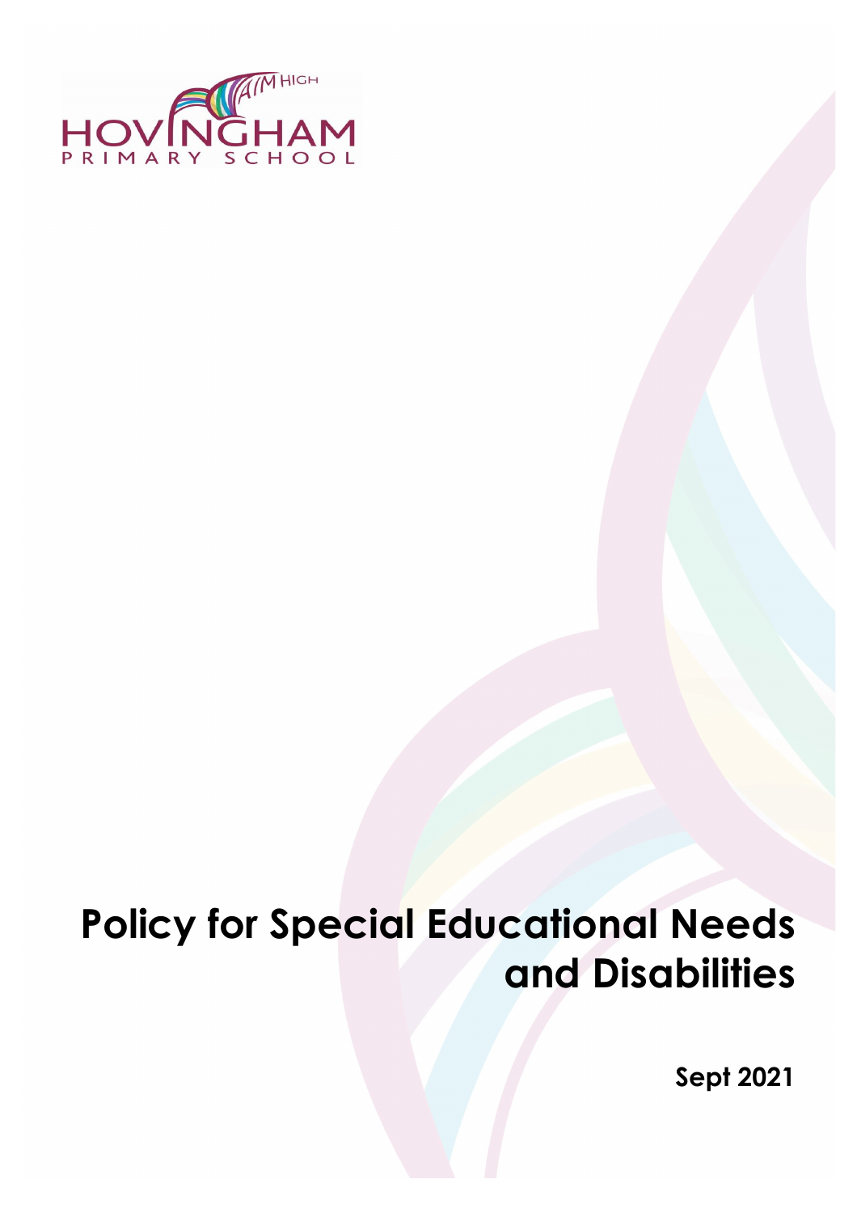HOVINGHAM PRIMARY SCHOOL

AIM HIGH

# Policy for Special Educational Needs and Disabilities

**Sept 2021**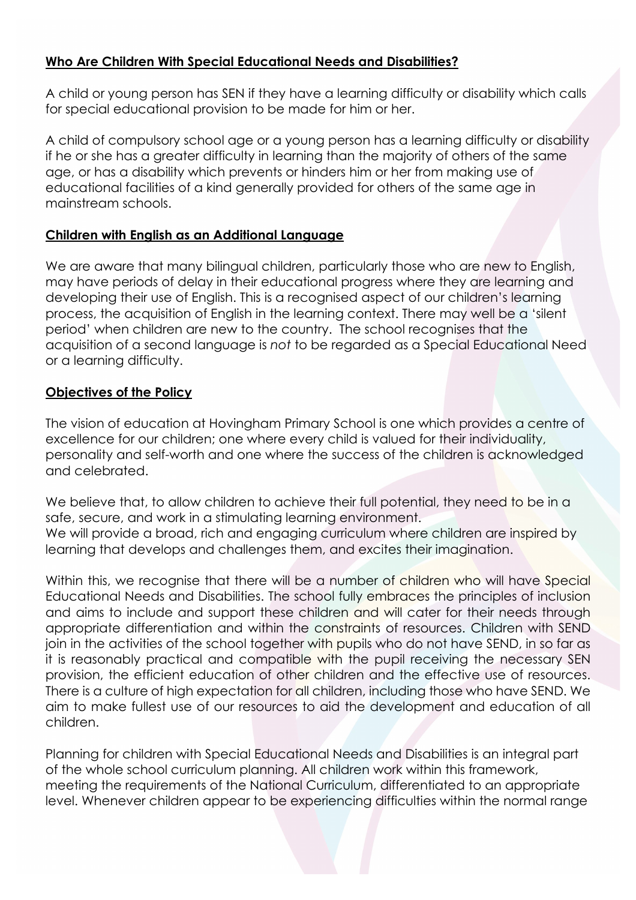## Who Are Children With Special Educational Needs and Disabilities?

A child or young person has SEN if they have a learning difficulty or disability which calls for special educational provision to be made for him or her.

A child of compulsory school age or a young person has a learning difficulty or disability if he or she has a greater difficulty in learning than the majority of others of the same age, or has a disability which prevents or hinders him or her from making use of educational facilities of a kind generally provided for others of the same age in mainstream schools.

## Children with English as an Additional Language

We are aware that many bilingual children, particularly those who are new to English, may have periods of delay in their educational progress where they are learning and developing their use of English. This is a recognised aspect of our children's learning process, the acquisition of English in the learning context. There may well be a 'silent period' when children are new to the country. The school recognises that the acquisition of a second language is *not* to be regarded as a Special Educational Need or a learning difficulty.

## Objectives of the Policy

The vision of education at Hovingham Primary School is one which provides a centre of excellence for our children; one where every child is valued for their individuality, personality and self-worth and one where the success of the children is acknowledged and celebrated.

We believe that, to allow children to achieve their full potential, they need to be in a safe, secure, and work in a stimulating learning environment.
We will provide a broad, rich and engaging curriculum where children are inspired by learning that develops and challenges them, and excites their imagination.

Within this, we recognise that there will be a number of children who will have Special Educational Needs and Disabilities. The school fully embraces the principles of inclusion and aims to include and support these children and will cater for their needs through appropriate differentiation and within the constraints of resources. Children with SEND join in the activities of the school together with pupils who do not have SEND, in so far as it is reasonably practical and compatible with the pupil receiving the necessary SEN provision, the efficient education of other children and the effective use of resources. There is a culture of high expectation for all children, including those who have SEND. We aim to make fullest use of our resources to aid the development and education of all children.

Planning for children with Special Educational Needs and Disabilities is an integral part of the whole school curriculum planning. All children work within this framework, meeting the requirements of the National Curriculum, differentiated to an appropriate level. Whenever children appear to be experiencing difficulties within the normal range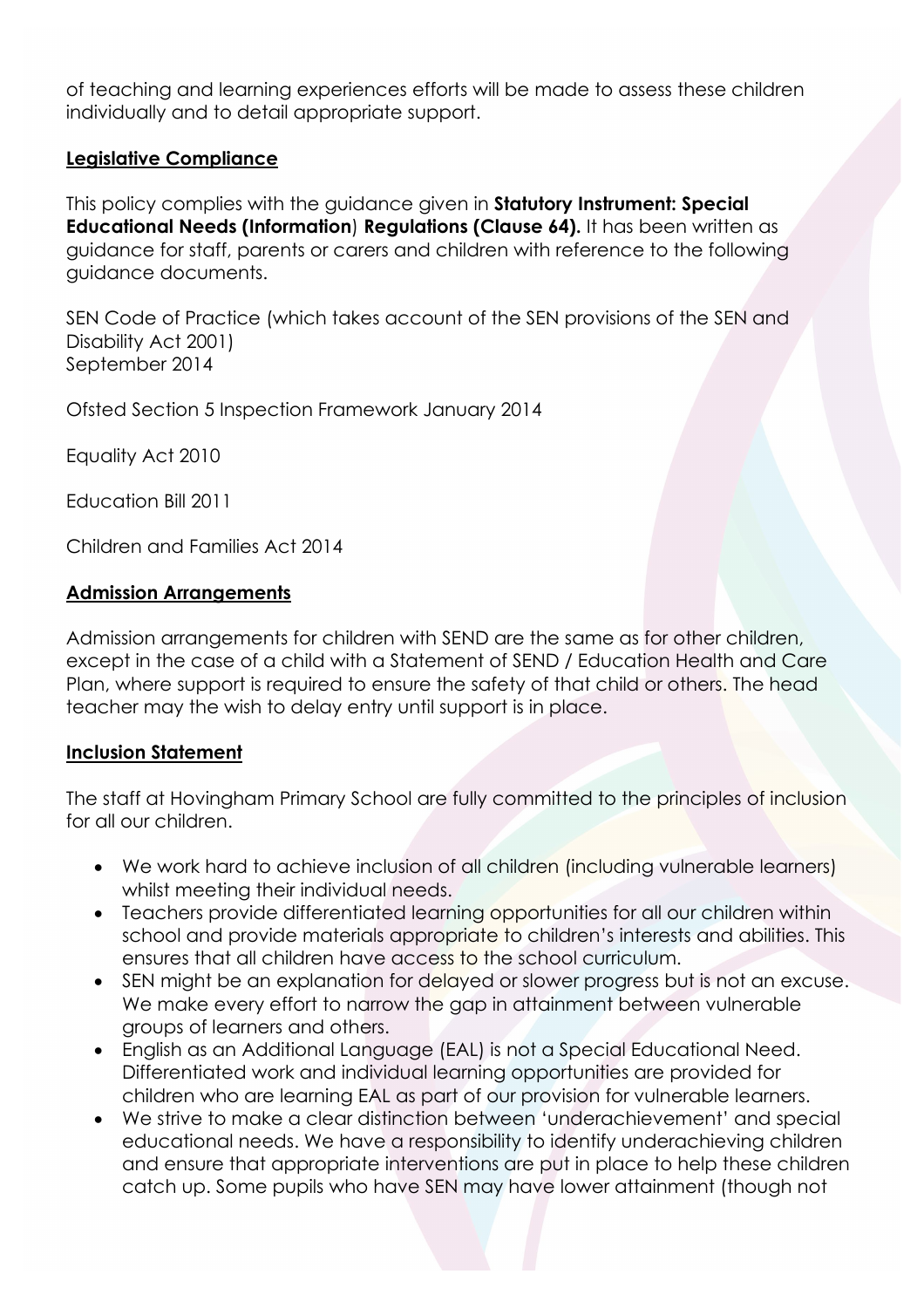of teaching and learning experiences efforts will be made to assess these children individually and to detail appropriate support.

## Legislative Compliance

This policy complies with the guidance given in **Statutory Instrument: Special Educational Needs (Information**) **Regulations (Clause 64).** It has been written as guidance for staff, parents or carers and children with reference to the following guidance documents.

SEN Code of Practice (which takes account of the SEN provisions of the SEN and Disability Act 2001)
September 2014

Ofsted Section 5 Inspection Framework January 2014

Equality Act 2010

Education Bill 2011

Children and Families Act 2014

## Admission Arrangements

Admission arrangements for children with SEND are the same as for other children, except in the case of a child with a Statement of SEND / Education Health and Care Plan, where support is required to ensure the safety of that child or others. The head teacher may the wish to delay entry until support is in place.

## Inclusion Statement

The staff at Hovingham Primary School are fully committed to the principles of inclusion for all our children.

- We work hard to achieve inclusion of all children (including vulnerable learners) whilst meeting their individual needs.
- Teachers provide differentiated learning opportunities for all our children within school and provide materials appropriate to children's interests and abilities. This ensures that all children have access to the school curriculum.
- SEN might be an explanation for delayed or slower progress but is not an excuse. We make every effort to narrow the gap in attainment between vulnerable groups of learners and others.
- English as an Additional Language (EAL) is not a Special Educational Need. Differentiated work and individual learning opportunities are provided for children who are learning EAL as part of our provision for vulnerable learners.
- We strive to make a clear distinction between 'underachievement' and special educational needs. We have a responsibility to identify underachieving children and ensure that appropriate interventions are put in place to help these children catch up. Some pupils who have SEN may have lower attainment (though not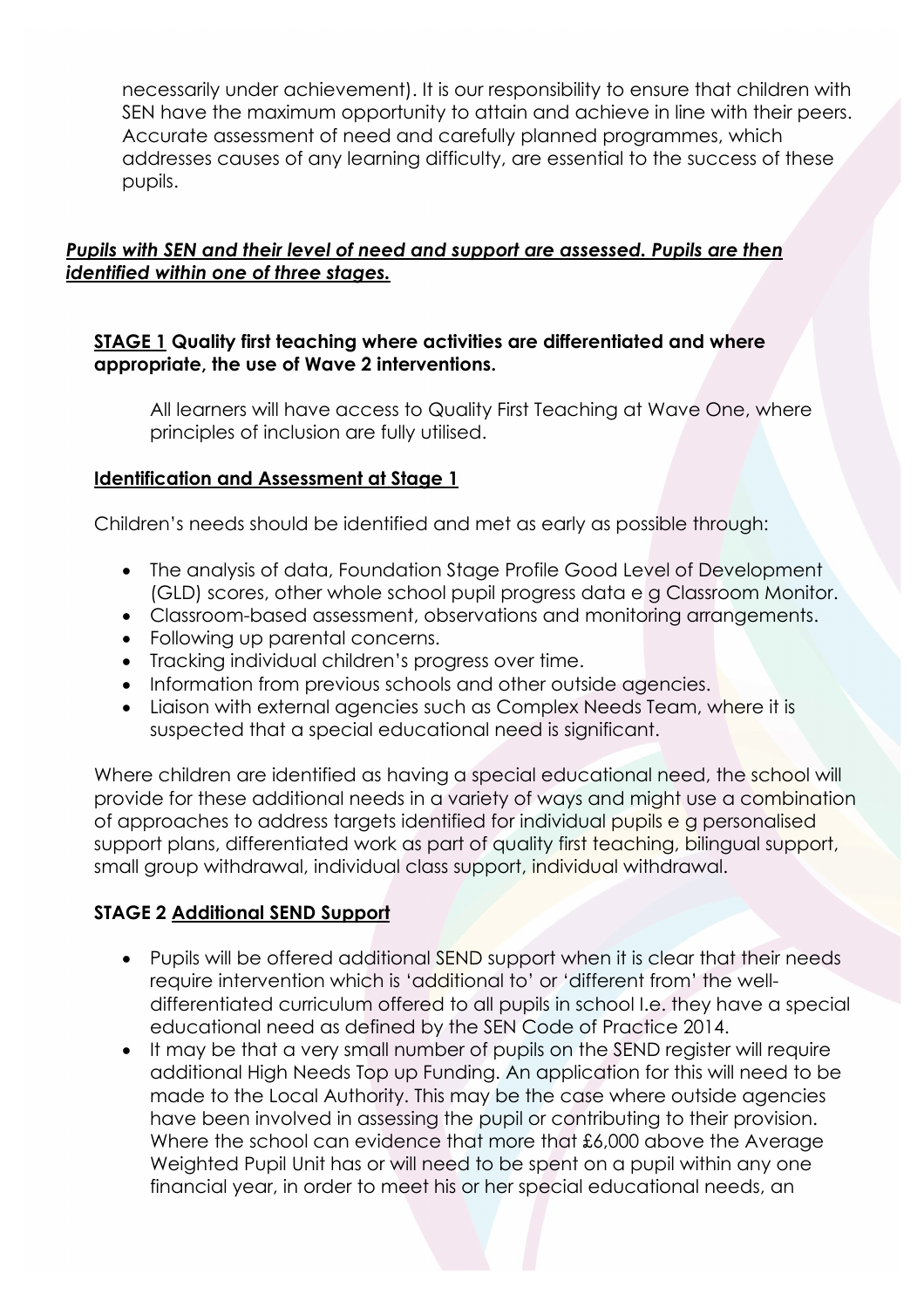necessarily under achievement). It is our responsibility to ensure that children with SEN have the maximum opportunity to attain and achieve in line with their peers. Accurate assessment of need and carefully planned programmes, which addresses causes of any learning difficulty, are essential to the success of these pupils.

***<u>Pupils with SEN and their level of need and support are assessed. Pupils are then identified within one of three stages.</u>***

**<u>STAGE 1</u> Quality first teaching where activities are differentiated and where appropriate, the use of Wave 2 interventions.**

All learners will have access to Quality First Teaching at Wave One, where principles of inclusion are fully utilised.

**<u>Identification and Assessment at Stage 1</u>**

Children's needs should be identified and met as early as possible through:

- The analysis of data, Foundation Stage Profile Good Level of Development (GLD) scores, other whole school pupil progress data e g Classroom Monitor.
- Classroom-based assessment, observations and monitoring arrangements.
- Following up parental concerns.
- Tracking individual children's progress over time.
- Information from previous schools and other outside agencies.
- Liaison with external agencies such as Complex Needs Team, where it is suspected that a special educational need is significant.

Where children are identified as having a special educational need, the school will provide for these additional needs in a variety of ways and might use a combination of approaches to address targets identified for individual pupils e g personalised support plans, differentiated work as part of quality first teaching, bilingual support, small group withdrawal, individual class support, individual withdrawal.

**STAGE 2 <u>Additional SEND Support</u>**

- Pupils will be offered additional SEND support when it is clear that their needs require intervention which is 'additional to' or 'different from' the well-differentiated curriculum offered to all pupils in school I.e. they have a special educational need as defined by the SEN Code of Practice 2014.
- It may be that a very small number of pupils on the SEND register will require additional High Needs Top up Funding. An application for this will need to be made to the Local Authority. This may be the case where outside agencies have been involved in assessing the pupil or contributing to their provision. Where the school can evidence that more that £6,000 above the Average Weighted Pupil Unit has or will need to be spent on a pupil within any one financial year, in order to meet his or her special educational needs, an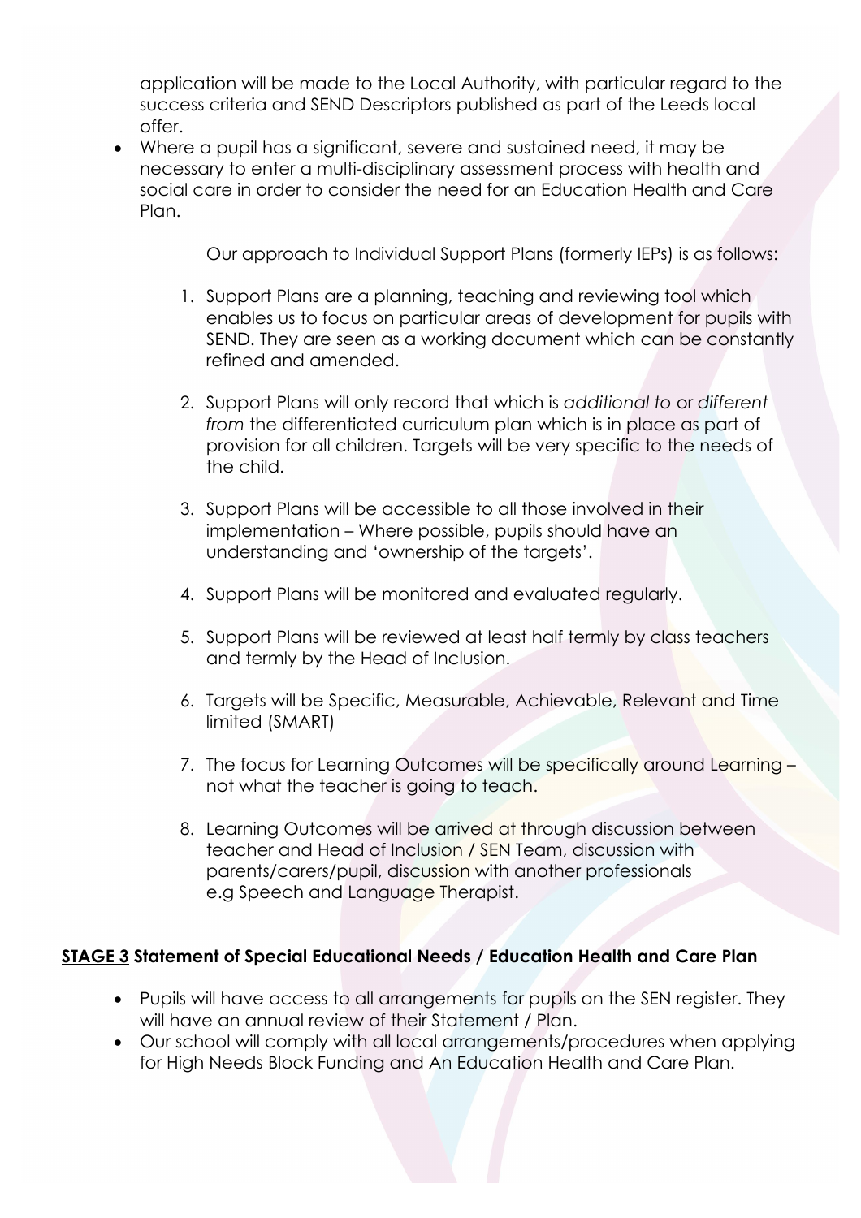application will be made to the Local Authority, with particular regard to the success criteria and SEND Descriptors published as part of the Leeds local offer.

- Where a pupil has a significant, severe and sustained need, it may be necessary to enter a multi-disciplinary assessment process with health and social care in order to consider the need for an Education Health and Care Plan.

Our approach to Individual Support Plans (formerly IEPs) is as follows:

1. Support Plans are a planning, teaching and reviewing tool which enables us to focus on particular areas of development for pupils with SEND. They are seen as a working document which can be constantly refined and amended.

2. Support Plans will only record that which is *additional to* or *different from* the differentiated curriculum plan which is in place as part of provision for all children. Targets will be very specific to the needs of the child.

3. Support Plans will be accessible to all those involved in their implementation – Where possible, pupils should have an understanding and 'ownership of the targets'.

4. Support Plans will be monitored and evaluated regularly.

5. Support Plans will be reviewed at least half termly by class teachers and termly by the Head of Inclusion.

6. Targets will be Specific, Measurable, Achievable, Relevant and Time limited (SMART)

7. The focus for Learning Outcomes will be specifically around Learning – not what the teacher is going to teach.

8. Learning Outcomes will be arrived at through discussion between teacher and Head of Inclusion / SEN Team, discussion with parents/carers/pupil, discussion with another professionals e.g Speech and Language Therapist.

## <u>STAGE 3</u> Statement of Special Educational Needs / Education Health and Care Plan

- Pupils will have access to all arrangements for pupils on the SEN register. They will have an annual review of their Statement / Plan.
- Our school will comply with all local arrangements/procedures when applying for High Needs Block Funding and An Education Health and Care Plan.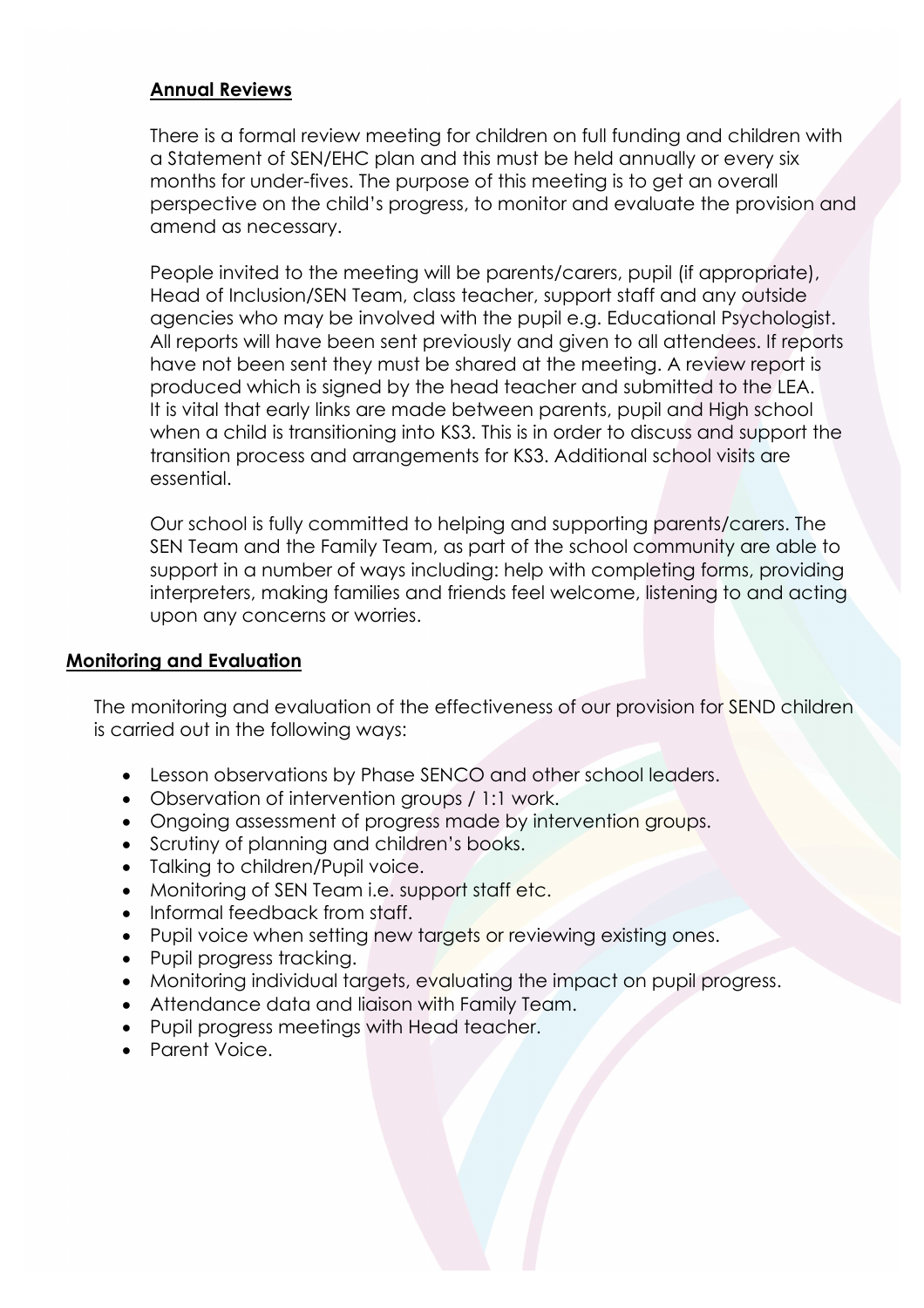## Annual Reviews

There is a formal review meeting for children on full funding and children with a Statement of SEN/EHC plan and this must be held annually or every six months for under-fives. The purpose of this meeting is to get an overall perspective on the child's progress, to monitor and evaluate the provision and amend as necessary.

People invited to the meeting will be parents/carers, pupil (if appropriate), Head of Inclusion/SEN Team, class teacher, support staff and any outside agencies who may be involved with the pupil e.g. Educational Psychologist. All reports will have been sent previously and given to all attendees. If reports have not been sent they must be shared at the meeting. A review report is produced which is signed by the head teacher and submitted to the LEA. It is vital that early links are made between parents, pupil and High school when a child is transitioning into KS3. This is in order to discuss and support the transition process and arrangements for KS3. Additional school visits are essential.

Our school is fully committed to helping and supporting parents/carers. The SEN Team and the Family Team, as part of the school community are able to support in a number of ways including: help with completing forms, providing interpreters, making families and friends feel welcome, listening to and acting upon any concerns or worries.

## Monitoring and Evaluation

The monitoring and evaluation of the effectiveness of our provision for SEND children is carried out in the following ways:

- Lesson observations by Phase SENCO and other school leaders.
- Observation of intervention groups / 1:1 work.
- Ongoing assessment of progress made by intervention groups.
- Scrutiny of planning and children's books.
- Talking to children/Pupil voice.
- Monitoring of SEN Team i.e. support staff etc.
- Informal feedback from staff.
- Pupil voice when setting new targets or reviewing existing ones.
- Pupil progress tracking.
- Monitoring individual targets, evaluating the impact on pupil progress.
- Attendance data and liaison with Family Team.
- Pupil progress meetings with Head teacher.
- Parent Voice.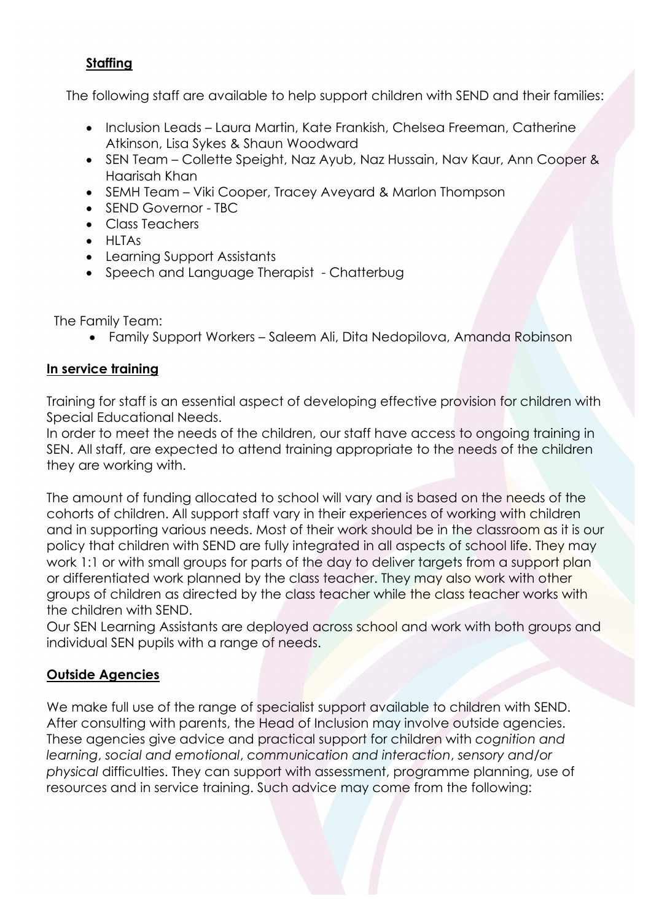## **Staffing**

The following staff are available to help support children with SEND and their families:

- Inclusion Leads – Laura Martin, Kate Frankish, Chelsea Freeman, Catherine Atkinson, Lisa Sykes & Shaun Woodward
- SEN Team – Collette Speight, Naz Ayub, Naz Hussain, Nav Kaur, Ann Cooper & Haarisah Khan
- SEMH Team – Viki Cooper, Tracey Aveyard & Marlon Thompson
- SEND Governor - TBC
- Class Teachers
- HLTAs
- Learning Support Assistants
- Speech and Language Therapist - Chatterbug

The Family Team:

- Family Support Workers – Saleem Ali, Dita Nedopilova, Amanda Robinson

## **In service training**

Training for staff is an essential aspect of developing effective provision for children with Special Educational Needs.
In order to meet the needs of the children, our staff have access to ongoing training in SEN. All staff, are expected to attend training appropriate to the needs of the children they are working with.

The amount of funding allocated to school will vary and is based on the needs of the cohorts of children. All support staff vary in their experiences of working with children and in supporting various needs. Most of their work should be in the classroom as it is our policy that children with SEND are fully integrated in all aspects of school life. They may work 1:1 or with small groups for parts of the day to deliver targets from a support plan or differentiated work planned by the class teacher. They may also work with other groups of children as directed by the class teacher while the class teacher works with the children with SEND.
Our SEN Learning Assistants are deployed across school and work with both groups and individual SEN pupils with a range of needs.

## **Outside Agencies**

We make full use of the range of specialist support available to children with SEND. After consulting with parents, the Head of Inclusion may involve outside agencies. These agencies give advice and practical support for children with *cognition and learning*, *social and emotional*, *communication and interaction*, *sensory and/or physical* difficulties. They can support with assessment, programme planning, use of resources and in service training. Such advice may come from the following: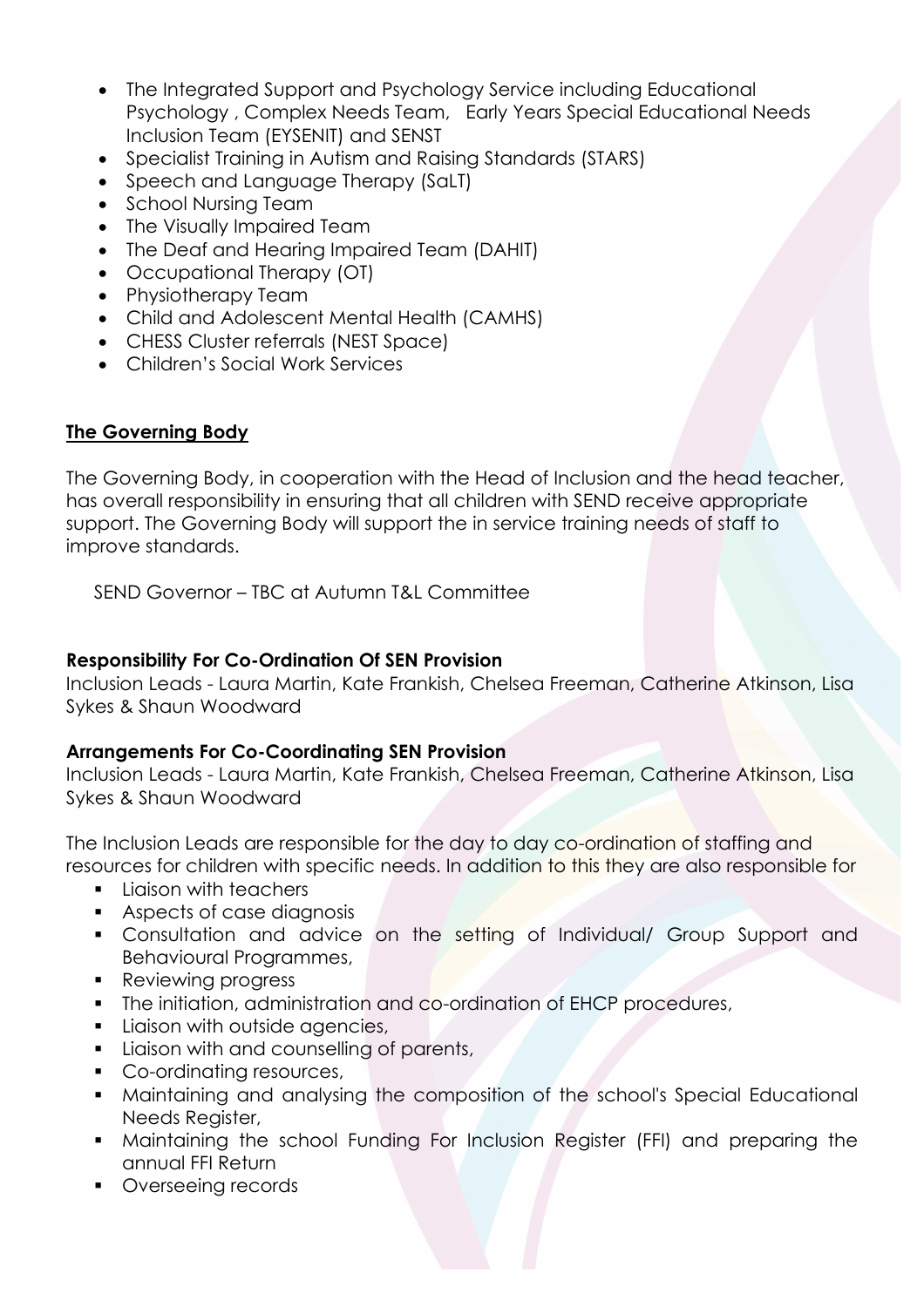- The Integrated Support and Psychology Service including Educational Psychology , Complex Needs Team, Early Years Special Educational Needs Inclusion Team (EYSENIT) and SENST
- Specialist Training in Autism and Raising Standards (STARS)
- Speech and Language Therapy (SaLT)
- School Nursing Team
- The Visually Impaired Team
- The Deaf and Hearing Impaired Team (DAHIT)
- Occupational Therapy (OT)
- Physiotherapy Team
- Child and Adolescent Mental Health (CAMHS)
- CHESS Cluster referrals (NEST Space)
- Children's Social Work Services

## **The Governing Body**

The Governing Body, in cooperation with the Head of Inclusion and the head teacher, has overall responsibility in ensuring that all children with SEND receive appropriate support. The Governing Body will support the in service training needs of staff to improve standards.

SEND Governor – TBC at Autumn T&L Committee

### Responsibility For Co-Ordination Of SEN Provision

Inclusion Leads - Laura Martin, Kate Frankish, Chelsea Freeman, Catherine Atkinson, Lisa Sykes & Shaun Woodward

### Arrangements For Co-Coordinating SEN Provision

Inclusion Leads - Laura Martin, Kate Frankish, Chelsea Freeman, Catherine Atkinson, Lisa Sykes & Shaun Woodward

The Inclusion Leads are responsible for the day to day co-ordination of staffing and resources for children with specific needs. In addition to this they are also responsible for

- Liaison with teachers
- Aspects of case diagnosis
- Consultation and advice on the setting of Individual/ Group Support and Behavioural Programmes,
- Reviewing progress
- The initiation, administration and co-ordination of EHCP procedures,
- Liaison with outside agencies,
- Liaison with and counselling of parents,
- Co-ordinating resources,
- Maintaining and analysing the composition of the school's Special Educational Needs Register,
- Maintaining the school Funding For Inclusion Register (FFI) and preparing the annual FFI Return
- Overseeing records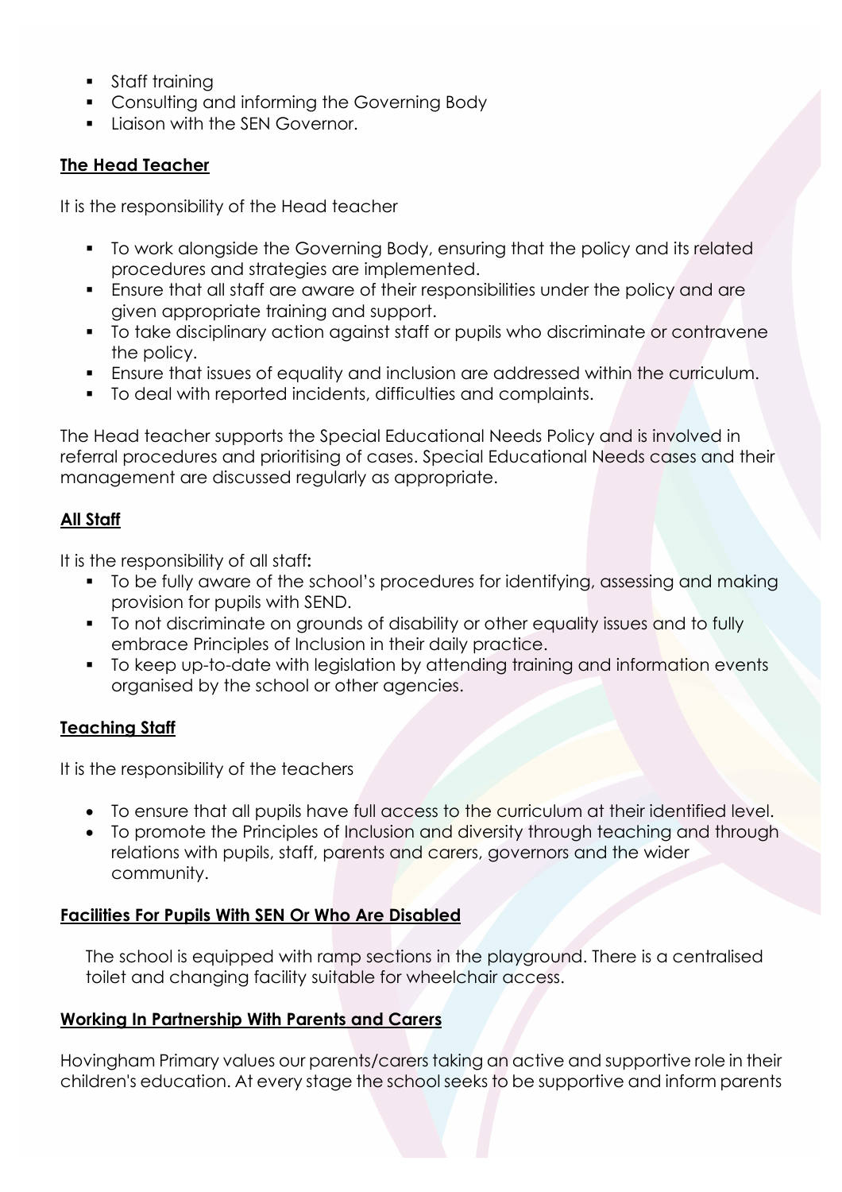- Staff training
- Consulting and informing the Governing Body
- Liaison with the SEN Governor.

**The Head Teacher**

It is the responsibility of the Head teacher

- To work alongside the Governing Body, ensuring that the policy and its related procedures and strategies are implemented.
- Ensure that all staff are aware of their responsibilities under the policy and are given appropriate training and support.
- To take disciplinary action against staff or pupils who discriminate or contravene the policy.
- Ensure that issues of equality and inclusion are addressed within the curriculum.
- To deal with reported incidents, difficulties and complaints.

The Head teacher supports the Special Educational Needs Policy and is involved in referral procedures and prioritising of cases. Special Educational Needs cases and their management are discussed regularly as appropriate.

**All Staff**

It is the responsibility of all staff**:**

- To be fully aware of the school's procedures for identifying, assessing and making provision for pupils with SEND.
- To not discriminate on grounds of disability or other equality issues and to fully embrace Principles of Inclusion in their daily practice.
- To keep up-to-date with legislation by attending training and information events organised by the school or other agencies.

**Teaching Staff**

It is the responsibility of the teachers

- To ensure that all pupils have full access to the curriculum at their identified level.
- To promote the Principles of Inclusion and diversity through teaching and through relations with pupils, staff, parents and carers, governors and the wider community.

**Facilities For Pupils With SEN Or Who Are Disabled**

The school is equipped with ramp sections in the playground. There is a centralised toilet and changing facility suitable for wheelchair access.

**Working In Partnership With Parents and Carers**

Hovingham Primary values our parents/carers taking an active and supportive role in their children's education. At every stage the school seeks to be supportive and inform parents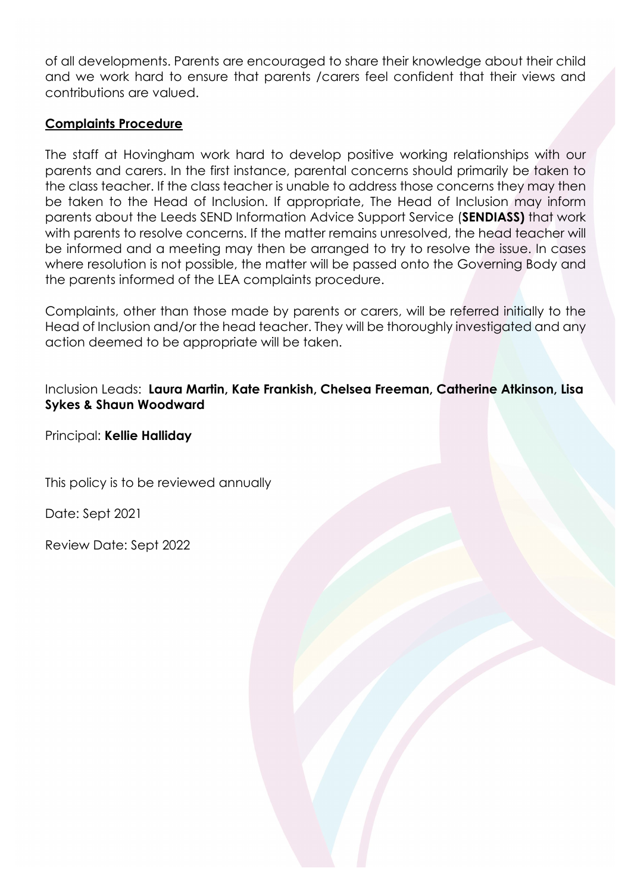of all developments. Parents are encouraged to share their knowledge about their child and we work hard to ensure that parents /carers feel confident that their views and contributions are valued.

## Complaints Procedure

The staff at Hovingham work hard to develop positive working relationships with our parents and carers. In the first instance, parental concerns should primarily be taken to the class teacher. If the class teacher is unable to address those concerns they may then be taken to the Head of Inclusion. If appropriate, The Head of Inclusion may inform parents about the Leeds SEND Information Advice Support Service (**SENDIASS)** that work with parents to resolve concerns. If the matter remains unresolved, the head teacher will be informed and a meeting may then be arranged to try to resolve the issue. In cases where resolution is not possible, the matter will be passed onto the Governing Body and the parents informed of the LEA complaints procedure.

Complaints, other than those made by parents or carers, will be referred initially to the Head of Inclusion and/or the head teacher. They will be thoroughly investigated and any action deemed to be appropriate will be taken.

Inclusion Leads: **Laura Martin, Kate Frankish, Chelsea Freeman, Catherine Atkinson, Lisa Sykes & Shaun Woodward**

Principal: **Kellie Halliday**

This policy is to be reviewed annually

Date: Sept 2021

Review Date: Sept 2022